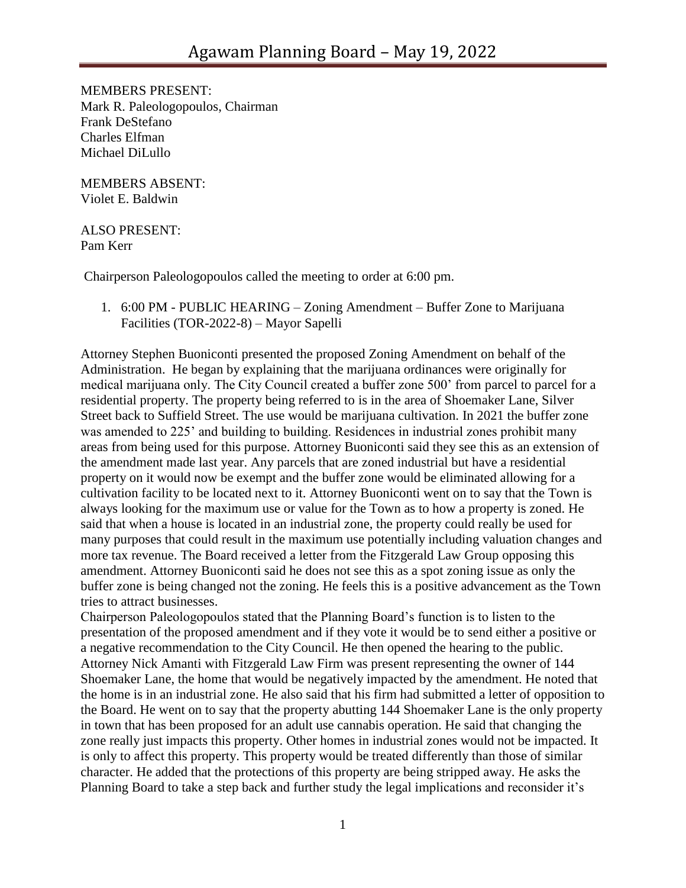# Agawam Planning Board – May 19, 2022

MEMBERS PRESENT:
Mark R. Paleologopoulos, Chairman
Frank DeStefano
Charles Elfman
Michael DiLullo

MEMBERS ABSENT:
Violet E. Baldwin

ALSO PRESENT:
Pam Kerr

Chairperson Paleologopoulos called the meeting to order at 6:00 pm.

1. 6:00 PM - PUBLIC HEARING – Zoning Amendment – Buffer Zone to Marijuana Facilities (TOR-2022-8) – Mayor Sapelli

Attorney Stephen Buoniconti presented the proposed Zoning Amendment on behalf of the Administration. He began by explaining that the marijuana ordinances were originally for medical marijuana only. The City Council created a buffer zone 500' from parcel to parcel for a residential property. The property being referred to is in the area of Shoemaker Lane, Silver Street back to Suffield Street. The use would be marijuana cultivation. In 2021 the buffer zone was amended to 225' and building to building. Residences in industrial zones prohibit many areas from being used for this purpose. Attorney Buoniconti said they see this as an extension of the amendment made last year. Any parcels that are zoned industrial but have a residential property on it would now be exempt and the buffer zone would be eliminated allowing for a cultivation facility to be located next to it. Attorney Buoniconti went on to say that the Town is always looking for the maximum use or value for the Town as to how a property is zoned. He said that when a house is located in an industrial zone, the property could really be used for many purposes that could result in the maximum use potentially including valuation changes and more tax revenue. The Board received a letter from the Fitzgerald Law Group opposing this amendment. Attorney Buoniconti said he does not see this as a spot zoning issue as only the buffer zone is being changed not the zoning. He feels this is a positive advancement as the Town tries to attract businesses.

Chairperson Paleologopoulos stated that the Planning Board's function is to listen to the presentation of the proposed amendment and if they vote it would be to send either a positive or a negative recommendation to the City Council. He then opened the hearing to the public. Attorney Nick Amanti with Fitzgerald Law Firm was present representing the owner of 144 Shoemaker Lane, the home that would be negatively impacted by the amendment. He noted that the home is in an industrial zone. He also said that his firm had submitted a letter of opposition to the Board. He went on to say that the property abutting 144 Shoemaker Lane is the only property in town that has been proposed for an adult use cannabis operation. He said that changing the zone really just impacts this property. Other homes in industrial zones would not be impacted. It is only to affect this property. This property would be treated differently than those of similar character. He added that the protections of this property are being stripped away. He asks the Planning Board to take a step back and further study the legal implications and reconsider it's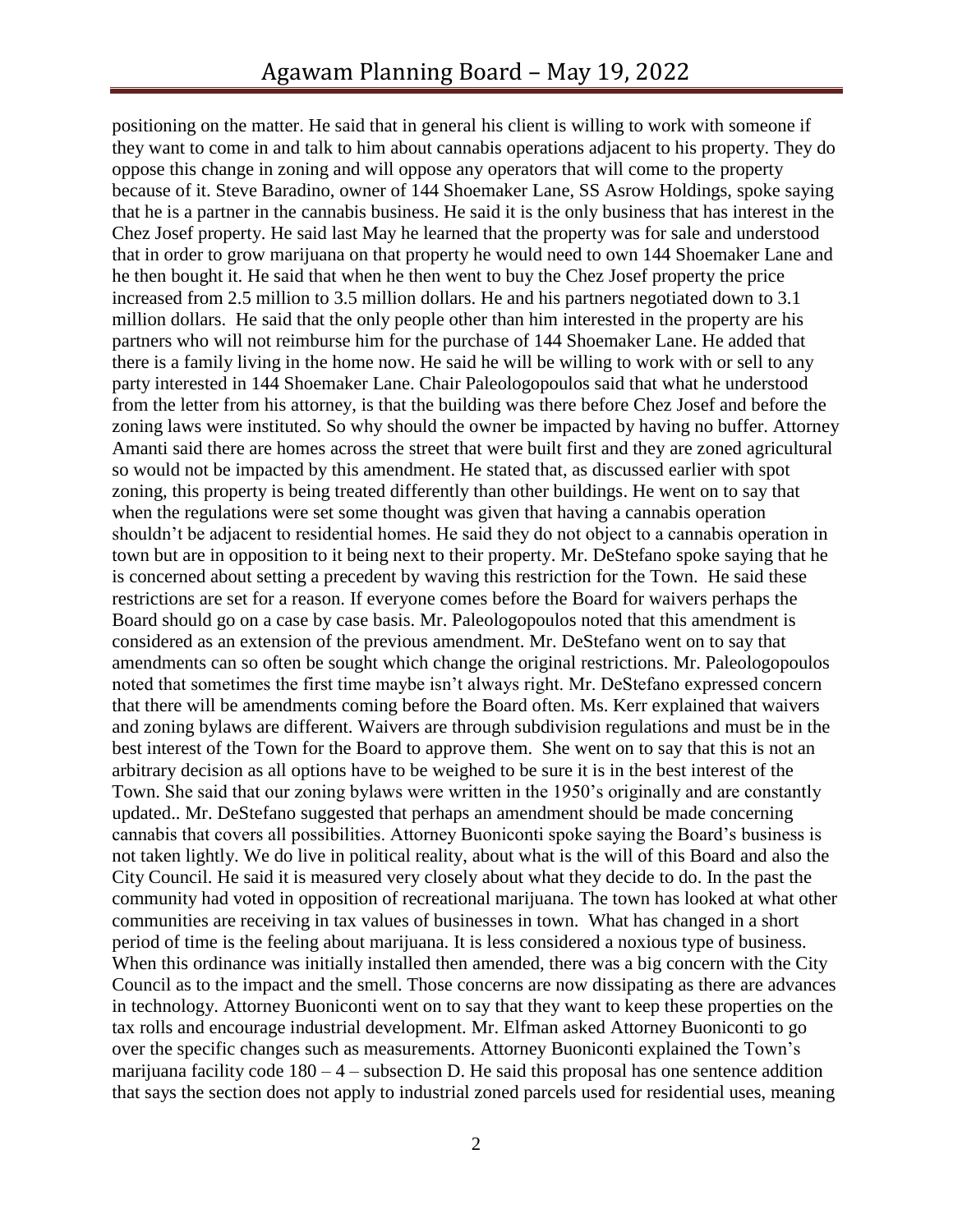positioning on the matter. He said that in general his client is willing to work with someone if they want to come in and talk to him about cannabis operations adjacent to his property. They do oppose this change in zoning and will oppose any operators that will come to the property because of it. Steve Baradino, owner of 144 Shoemaker Lane, SS Asrow Holdings, spoke saying that he is a partner in the cannabis business. He said it is the only business that has interest in the Chez Josef property. He said last May he learned that the property was for sale and understood that in order to grow marijuana on that property he would need to own 144 Shoemaker Lane and he then bought it. He said that when he then went to buy the Chez Josef property the price increased from 2.5 million to 3.5 million dollars. He and his partners negotiated down to 3.1 million dollars. He said that the only people other than him interested in the property are his partners who will not reimburse him for the purchase of 144 Shoemaker Lane. He added that there is a family living in the home now. He said he will be willing to work with or sell to any party interested in 144 Shoemaker Lane. Chair Paleologopoulos said that what he understood from the letter from his attorney, is that the building was there before Chez Josef and before the zoning laws were instituted. So why should the owner be impacted by having no buffer. Attorney Amanti said there are homes across the street that were built first and they are zoned agricultural so would not be impacted by this amendment. He stated that, as discussed earlier with spot zoning, this property is being treated differently than other buildings. He went on to say that when the regulations were set some thought was given that having a cannabis operation shouldn't be adjacent to residential homes. He said they do not object to a cannabis operation in town but are in opposition to it being next to their property. Mr. DeStefano spoke saying that he is concerned about setting a precedent by waving this restriction for the Town. He said these restrictions are set for a reason. If everyone comes before the Board for waivers perhaps the Board should go on a case by case basis. Mr. Paleologopoulos noted that this amendment is considered as an extension of the previous amendment. Mr. DeStefano went on to say that amendments can so often be sought which change the original restrictions. Mr. Paleologopoulos noted that sometimes the first time maybe isn't always right. Mr. DeStefano expressed concern that there will be amendments coming before the Board often. Ms. Kerr explained that waivers and zoning bylaws are different. Waivers are through subdivision regulations and must be in the best interest of the Town for the Board to approve them. She went on to say that this is not an arbitrary decision as all options have to be weighed to be sure it is in the best interest of the Town. She said that our zoning bylaws were written in the 1950's originally and are constantly updated.. Mr. DeStefano suggested that perhaps an amendment should be made concerning cannabis that covers all possibilities. Attorney Buoniconti spoke saying the Board's business is not taken lightly. We do live in political reality, about what is the will of this Board and also the City Council. He said it is measured very closely about what they decide to do. In the past the community had voted in opposition of recreational marijuana. The town has looked at what other communities are receiving in tax values of businesses in town. What has changed in a short period of time is the feeling about marijuana. It is less considered a noxious type of business. When this ordinance was initially installed then amended, there was a big concern with the City Council as to the impact and the smell. Those concerns are now dissipating as there are advances in technology. Attorney Buoniconti went on to say that they want to keep these properties on the tax rolls and encourage industrial development. Mr. Elfman asked Attorney Buoniconti to go over the specific changes such as measurements. Attorney Buoniconti explained the Town's marijuana facility code 180 – 4 – subsection D. He said this proposal has one sentence addition that says the section does not apply to industrial zoned parcels used for residential uses, meaning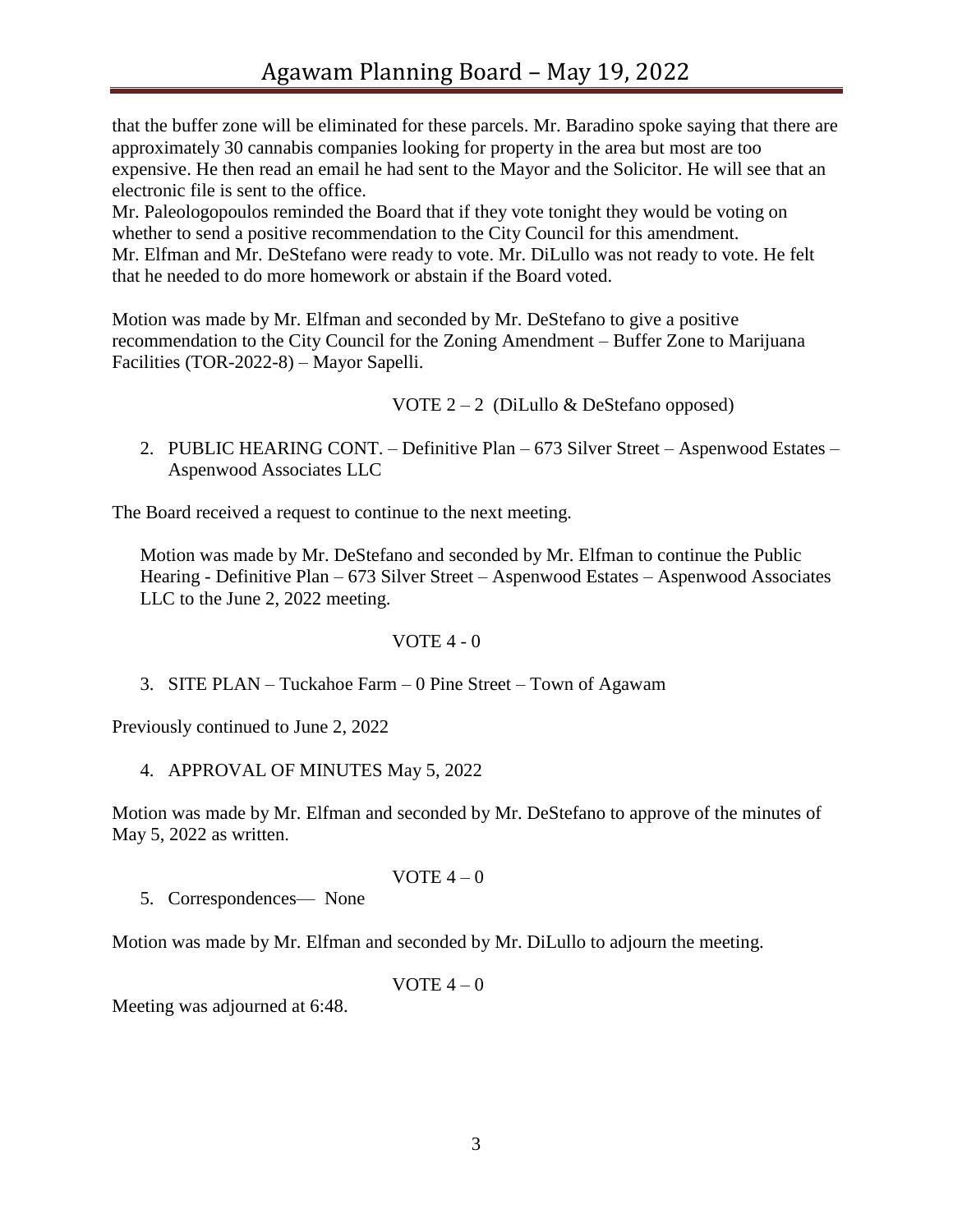that the buffer zone will be eliminated for these parcels. Mr. Baradino spoke saying that there are approximately 30 cannabis companies looking for property in the area but most are too expensive. He then read an email he had sent to the Mayor and the Solicitor. He will see that an electronic file is sent to the office.

Mr. Paleologopoulos reminded the Board that if they vote tonight they would be voting on whether to send a positive recommendation to the City Council for this amendment.

Mr. Elfman and Mr. DeStefano were ready to vote. Mr. DiLullo was not ready to vote. He felt that he needed to do more homework or abstain if the Board voted.

Motion was made by Mr. Elfman and seconded by Mr. DeStefano to give a positive recommendation to the City Council for the Zoning Amendment – Buffer Zone to Marijuana Facilities (TOR-2022-8) – Mayor Sapelli.

VOTE 2 – 2 (DiLullo & DeStefano opposed)

2. PUBLIC HEARING CONT. – Definitive Plan – 673 Silver Street – Aspenwood Estates – Aspenwood Associates LLC

The Board received a request to continue to the next meeting.

Motion was made by Mr. DeStefano and seconded by Mr. Elfman to continue the Public Hearing - Definitive Plan – 673 Silver Street – Aspenwood Estates – Aspenwood Associates LLC to the June 2, 2022 meeting.

VOTE 4 - 0

3. SITE PLAN – Tuckahoe Farm – 0 Pine Street – Town of Agawam

Previously continued to June 2, 2022

4. APPROVAL OF MINUTES May 5, 2022

Motion was made by Mr. Elfman and seconded by Mr. DeStefano to approve of the minutes of May 5, 2022 as written.

VOTE 4 – 0

5. Correspondences— None

Motion was made by Mr. Elfman and seconded by Mr. DiLullo to adjourn the meeting.

VOTE 4 – 0

Meeting was adjourned at 6:48.